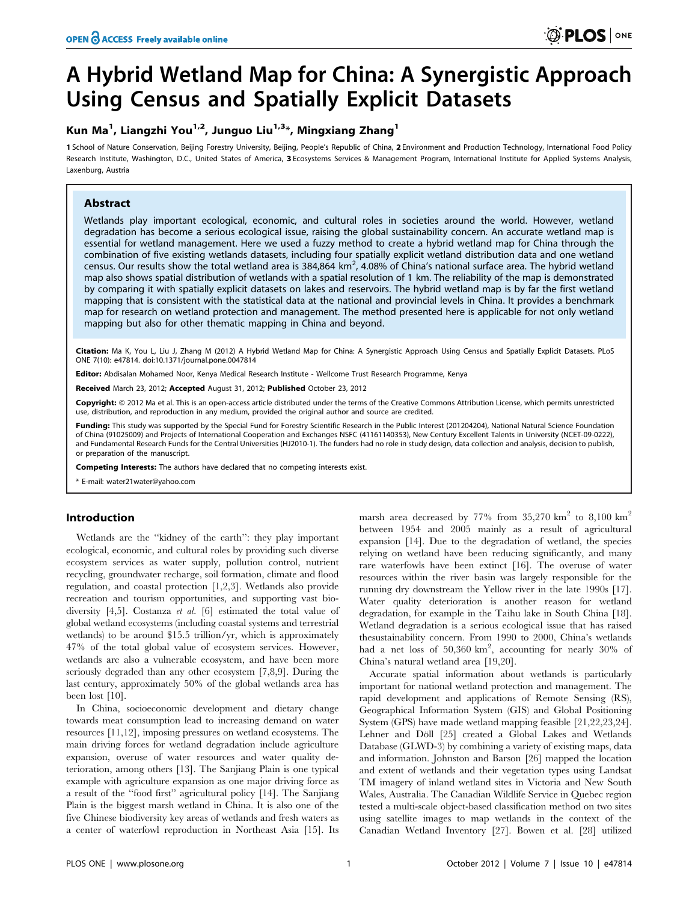# A Hybrid Wetland Map for China: A Synergistic Approach Using Census and Spatially Explicit Datasets

**Kun Ma[1], Liangzhi You[1,2], Junguo Liu[1,3]*, Mingxiang Zhang[1]**

1 School of Nature Conservation, Beijing Forestry University, Beijing, People's Republic of China, 2 Environment and Production Technology, International Food Policy Research Institute, Washington, D.C., United States of America, 3 Ecosystems Services & Management Program, International Institute for Applied Systems Analysis, Laxenburg, Austria

## Abstract

Wetlands play important ecological, economic, and cultural roles in societies around the world. However, wetland degradation has become a serious ecological issue, raising the global sustainability concern. An accurate wetland map is essential for wetland management. Here we used a fuzzy method to create a hybrid wetland map for China through the combination of five existing wetlands datasets, including four spatially explicit wetland distribution data and one wetland census. Our results show the total wetland area is 384,864 km$^2$, 4.08% of China's national surface area. The hybrid wetland map also shows spatial distribution of wetlands with a spatial resolution of 1 km. The reliability of the map is demonstrated by comparing it with spatially explicit datasets on lakes and reservoirs. The hybrid wetland map is by far the first wetland mapping that is consistent with the statistical data at the national and provincial levels in China. It provides a benchmark map for research on wetland protection and management. The method presented here is applicable for not only wetland mapping but also for other thematic mapping in China and beyond.

**Citation:** Ma K, You L, Liu J, Zhang M (2012) A Hybrid Wetland Map for China: A Synergistic Approach Using Census and Spatially Explicit Datasets. PLoS ONE 7(10): e47814. doi:10.1371/journal.pone.0047814

**Editor:** Abdisalan Mohamed Noor, Kenya Medical Research Institute - Wellcome Trust Research Programme, Kenya

**Received** March 23, 2012; **Accepted** August 31, 2012; **Published** October 23, 2012

**Copyright:** © 2012 Ma et al. This is an open-access article distributed under the terms of the Creative Commons Attribution License, which permits unrestricted use, distribution, and reproduction in any medium, provided the original author and source are credited.

**Funding:** This study was supported by the Special Fund for Forestry Scientific Research in the Public Interest (201204204), National Natural Science Foundation of China (91025009) and Projects of International Cooperation and Exchanges NSFC (41161140353), New Century Excellent Talents in University (NCET-09-0222), and Fundamental Research Funds for the Central Universities (HJ2010-1). The funders had no role in study design, data collection and analysis, decision to publish, or preparation of the manuscript.

**Competing Interests:** The authors have declared that no competing interests exist.

* E-mail: water21water@yahoo.com

## Introduction

Wetlands are the "kidney of the earth": they play important ecological, economic, and cultural roles by providing such diverse ecosystem services as water supply, pollution control, nutrient recycling, groundwater recharge, soil formation, climate and flood regulation, and coastal protection [1,2,3]. Wetlands also provide recreation and tourism opportunities, and supporting vast biodiversity [4,5]. Costanza *et al.* [6] estimated the total value of global wetland ecosystems (including coastal systems and terrestrial wetlands) to be around $15.5 trillion/yr, which is approximately 47% of the total global value of ecosystem services. However, wetlands are also a vulnerable ecosystem, and have been more seriously degraded than any other ecosystem [7,8,9]. During the last century, approximately 50% of the global wetlands area has been lost [10].

In China, socioeconomic development and dietary change towards meat consumption lead to increasing demand on water resources [11,12], imposing pressures on wetland ecosystems. The main driving forces for wetland degradation include agriculture expansion, overuse of water resources and water quality deterioration, among others [13]. The Sanjiang Plain is one typical example with agriculture expansion as one major driving force as a result of the "food first" agricultural policy [14]. The Sanjiang Plain is the biggest marsh wetland in China. It is also one of the five Chinese biodiversity key areas of wetlands and fresh waters as a center of waterfowl reproduction in Northeast Asia [15]. Its marsh area decreased by 77% from 35,270 km$^2$ to 8,100 km$^2$ between 1954 and 2005 mainly as a result of agricultural expansion [14]. Due to the degradation of wetland, the species relying on wetland have been reducing significantly, and many rare waterfowls have been extinct [16]. The overuse of water resources within the river basin was largely responsible for the running dry downstream the Yellow river in the late 1990s [17]. Water quality deterioration is another reason for wetland degradation, for example in the Taihu lake in South China [18]. Wetland degradation is a serious ecological issue that has raised thesustainability concern. From 1990 to 2000, China's wetlands had a net loss of 50,360 km$^2$, accounting for nearly 30% of China's natural wetland area [19,20].

Accurate spatial information about wetlands is particularly important for national wetland protection and management. The rapid development and applications of Remote Sensing (RS), Geographical Information System (GIS) and Global Positioning System (GPS) have made wetland mapping feasible [21,22,23,24]. Lehner and Döll [25] created a Global Lakes and Wetlands Database (GLWD-3) by combining a variety of existing maps, data and information. Johnston and Barson [26] mapped the location and extent of wetlands and their vegetation types using Landsat TM imagery of inland wetland sites in Victoria and New South Wales, Australia. The Canadian Wildlife Service in Quebec region tested a multi-scale object-based classification method on two sites using satellite images to map wetlands in the context of the Canadian Wetland Inventory [27]. Bowen et al. [28] utilized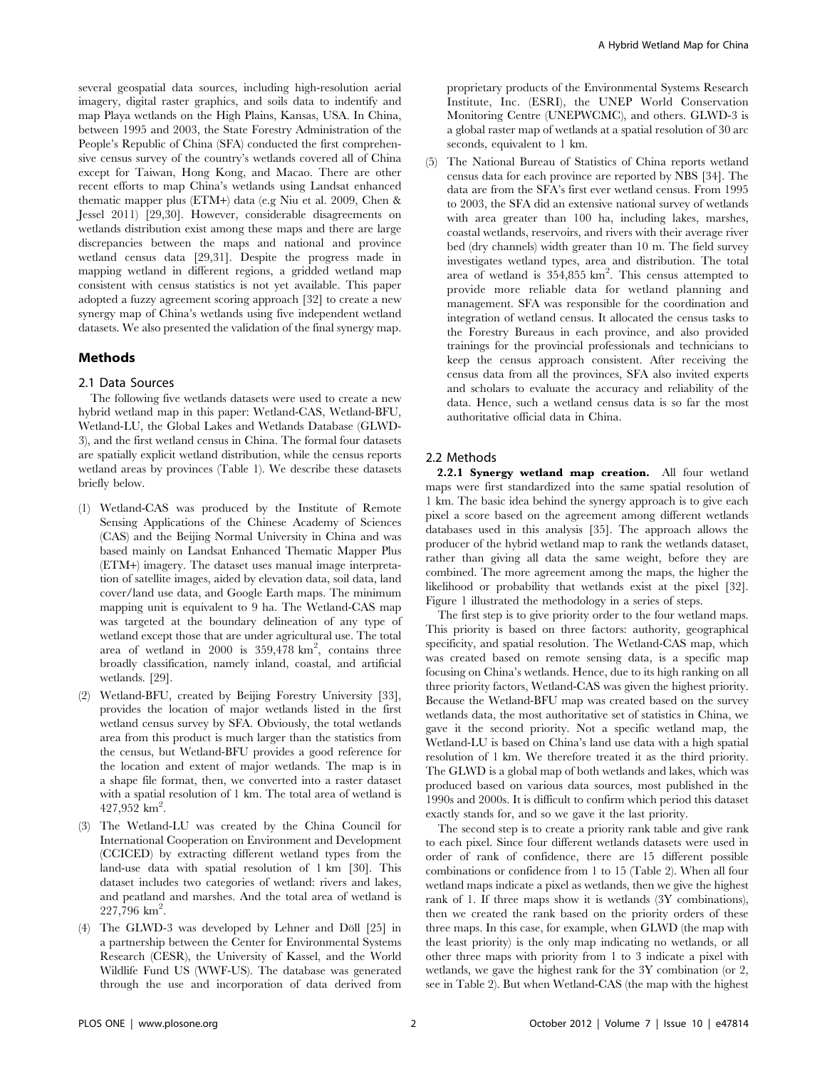several geospatial data sources, including high-resolution aerial imagery, digital raster graphics, and soils data to indentify and map Playa wetlands on the High Plains, Kansas, USA. In China, between 1995 and 2003, the State Forestry Administration of the People's Republic of China (SFA) conducted the first comprehensive census survey of the country's wetlands covered all of China except for Taiwan, Hong Kong, and Macao. There are other recent efforts to map China's wetlands using Landsat enhanced thematic mapper plus (ETM+) data (e.g Niu et al. 2009, Chen & Jessel 2011) [29,30]. However, considerable disagreements on wetlands distribution exist among these maps and there are large discrepancies between the maps and national and province wetland census data [29,31]. Despite the progress made in mapping wetland in different regions, a gridded wetland map consistent with census statistics is not yet available. This paper adopted a fuzzy agreement scoring approach [32] to create a new synergy map of China's wetlands using five independent wetland datasets. We also presented the validation of the final synergy map.

## Methods

### 2.1 Data Sources

The following five wetlands datasets were used to create a new hybrid wetland map in this paper: Wetland-CAS, Wetland-BFU, Wetland-LU, the Global Lakes and Wetlands Database (GLWD-3), and the first wetland census in China. The formal four datasets are spatially explicit wetland distribution, while the census reports wetland areas by provinces (Table 1). We describe these datasets briefly below.

(1) Wetland-CAS was produced by the Institute of Remote Sensing Applications of the Chinese Academy of Sciences (CAS) and the Beijing Normal University in China and was based mainly on Landsat Enhanced Thematic Mapper Plus (ETM+) imagery. The dataset uses manual image interpretation of satellite images, aided by elevation data, soil data, land cover/land use data, and Google Earth maps. The minimum mapping unit is equivalent to 9 ha. The Wetland-CAS map was targeted at the boundary delineation of any type of wetland except those that are under agricultural use. The total area of wetland in 2000 is 359,478 km$^2$, contains three broadly classification, namely inland, coastal, and artificial wetlands. [29].

(2) Wetland-BFU, created by Beijing Forestry University [33], provides the location of major wetlands listed in the first wetland census survey by SFA. Obviously, the total wetlands area from this product is much larger than the statistics from the census, but Wetland-BFU provides a good reference for the location and extent of major wetlands. The map is in a shape file format, then, we converted into a raster dataset with a spatial resolution of 1 km. The total area of wetland is 427,952 km$^2$.

(3) The Wetland-LU was created by the China Council for International Cooperation on Environment and Development (CCICED) by extracting different wetland types from the land-use data with spatial resolution of 1 km [30]. This dataset includes two categories of wetland: rivers and lakes, and peatland and marshes. And the total area of wetland is 227,796 km$^2$.

(4) The GLWD-3 was developed by Lehner and Döll [25] in a partnership between the Center for Environmental Systems Research (CESR), the University of Kassel, and the World Wildlife Fund US (WWF-US). The database was generated through the use and incorporation of data derived from proprietary products of the Environmental Systems Research Institute, Inc. (ESRI), the UNEP World Conservation Monitoring Centre (UNEPWCMC), and others. GLWD-3 is a global raster map of wetlands at a spatial resolution of 30 arc seconds, equivalent to 1 km.

(5) The National Bureau of Statistics of China reports wetland census data for each province are reported by NBS [34]. The data are from the SFA's first ever wetland census. From 1995 to 2003, the SFA did an extensive national survey of wetlands with area greater than 100 ha, including lakes, marshes, coastal wetlands, reservoirs, and rivers with their average river bed (dry channels) width greater than 10 m. The field survey investigates wetland types, area and distribution. The total area of wetland is 354,855 km$^2$. This census attempted to provide more reliable data for wetland planning and management. SFA was responsible for the coordination and integration of wetland census. It allocated the census tasks to the Forestry Bureaus in each province, and also provided trainings for the provincial professionals and technicians to keep the census approach consistent. After receiving the census data from all the provinces, SFA also invited experts and scholars to evaluate the accuracy and reliability of the data. Hence, such a wetland census data is so far the most authoritative official data in China.

### 2.2 Methods

**2.2.1 Synergy wetland map creation.** All four wetland maps were first standardized into the same spatial resolution of 1 km. The basic idea behind the synergy approach is to give each pixel a score based on the agreement among different wetlands databases used in this analysis [35]. The approach allows the producer of the hybrid wetland map to rank the wetlands dataset, rather than giving all data the same weight, before they are combined. The more agreement among the maps, the higher the likelihood or probability that wetlands exist at the pixel [32]. Figure 1 illustrated the methodology in a series of steps.

The first step is to give priority order to the four wetland maps. This priority is based on three factors: authority, geographical specificity, and spatial resolution. The Wetland-CAS map, which was created based on remote sensing data, is a specific map focusing on China's wetlands. Hence, due to its high ranking on all three priority factors, Wetland-CAS was given the highest priority. Because the Wetland-BFU map was created based on the survey wetlands data, the most authoritative set of statistics in China, we gave it the second priority. Not a specific wetland map, the Wetland-LU is based on China's land use data with a high spatial resolution of 1 km. We therefore treated it as the third priority. The GLWD is a global map of both wetlands and lakes, which was produced based on various data sources, most published in the 1990s and 2000s. It is difficult to confirm which period this dataset exactly stands for, and so we gave it the last priority.

The second step is to create a priority rank table and give rank to each pixel. Since four different wetlands datasets were used in order of rank of confidence, there are 15 different possible combinations or confidence from 1 to 15 (Table 2). When all four wetland maps indicate a pixel as wetlands, then we give the highest rank of 1. If three maps show it is wetlands (3Y combinations), then we created the rank based on the priority orders of these three maps. In this case, for example, when GLWD (the map with the least priority) is the only map indicating no wetlands, or all other three maps with priority from 1 to 3 indicate a pixel with wetlands, we gave the highest rank for the 3Y combination (or 2, see in Table 2). But when Wetland-CAS (the map with the highest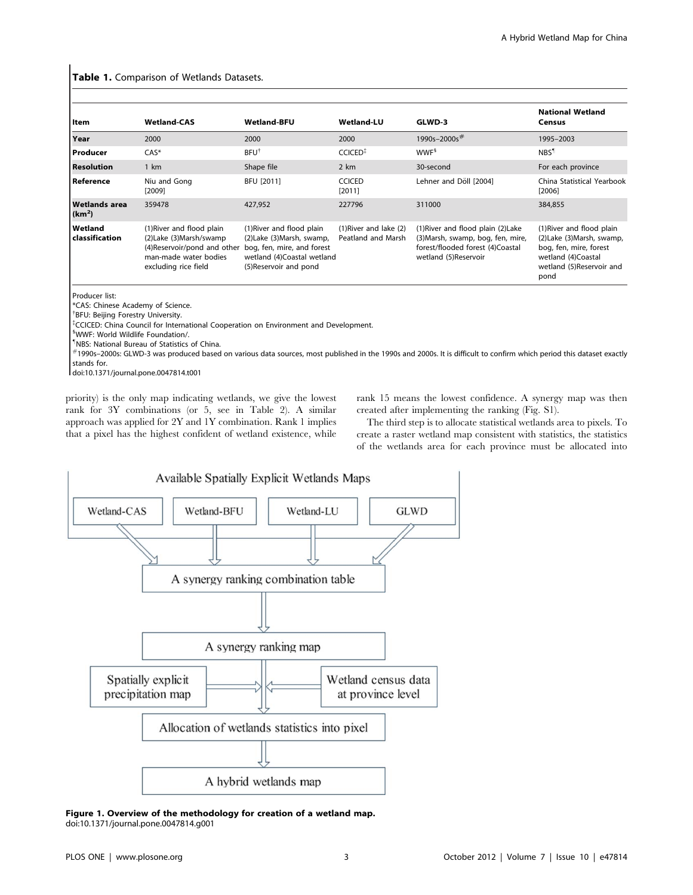**Table 1.** Comparison of Wetlands Datasets.

| Item | Wetland-CAS | Wetland-BFU | Wetland-LU | GLWD-3 | National Wetland Census |
|---|---|---|---|---|---|
| **Year** | 2000 | 2000 | 2000 | 1990s–2000s# | 1995–2003 |
| **Producer** | CAS* | BFU† | CCICED‡ | WWF§ | NBS¶ |
| **Resolution** | 1 km | Shape file | 2 km | 30-second | For each province |
| **Reference** | Niu and Gong [2009] | BFU [2011] | CCICED [2011] | Lehner and Döll [2004] | China Statistical Yearbook [2006] |
| **Wetlands area ($km^2$)** | 359478 | 427,952 | 227796 | 311000 | 384,855 |
| **Wetland classification** | (1)River and flood plain (2)Lake (3)Marsh/swamp (4)Reservoir/pond and other man-made water bodies excluding rice field | (1)River and flood plain (2)Lake (3)Marsh, swamp, bog, fen, mire, and forest wetland (4)Coastal wetland (5)Reservoir and pond | (1)River and lake (2) Peatland and Marsh | (1)River and flood plain (2)Lake (3)Marsh, swamp, bog, fen, mire, forest/flooded forest (4)Coastal wetland (5)Reservoir | (1)River and flood plain (2)Lake (3)Marsh, swamp, bog, fen, mire, forest wetland (4)Coastal wetland (5)Reservoir and pond |

Producer list:
*CAS: Chinese Academy of Science.
†BFU: Beijing Forestry University.
‡CCICED: China Council for International Cooperation on Environment and Development.
§WWF: World Wildlife Foundation/.
¶NBS: National Bureau of Statistics of China.
#1990s–2000s: GLWD-3 was produced based on various data sources, most published in the 1990s and 2000s. It is difficult to confirm which period this dataset exactly stands for.
doi:10.1371/journal.pone.0047814.t001

priority) is the only map indicating wetlands, we give the lowest rank for 3Y combinations (or 5, see in Table 2). A similar approach was applied for 2Y and 1Y combination. Rank 1 implies that a pixel has the highest confident of wetland existence, while rank 15 means the lowest confidence. A synergy map was then created after implementing the ranking (Fig. S1).

The third step is to allocate statistical wetlands area to pixels. To create a raster wetland map consistent with statistics, the statistics of the wetlands area for each province must be allocated into

**Figure 1. Overview of the methodology for creation of a wetland map.**
doi:10.1371/journal.pone.0047814.g001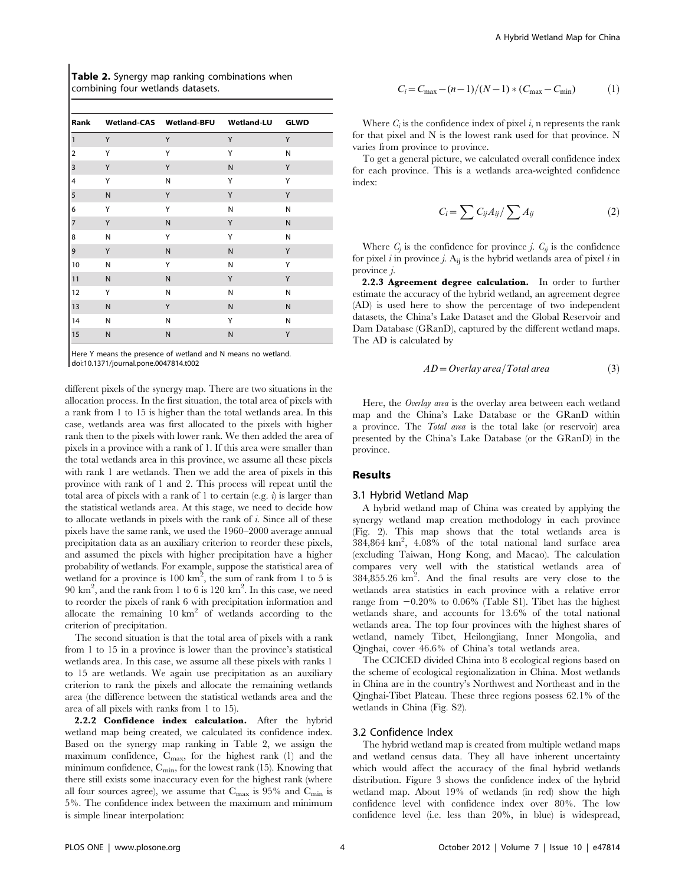**Table 2.** Synergy map ranking combinations when combining four wetlands datasets.

| Rank | Wetland-CAS | Wetland-BFU | Wetland-LU | GLWD |
|---|---|---|---|---|
| 1 | Y | Y | Y | Y |
| 2 | Y | Y | Y | N |
| 3 | Y | Y | N | Y |
| 4 | Y | N | Y | Y |
| 5 | N | Y | Y | Y |
| 6 | Y | Y | N | N |
| 7 | Y | N | Y | N |
| 8 | N | Y | Y | N |
| 9 | Y | N | N | Y |
| 10 | N | Y | N | Y |
| 11 | N | N | Y | Y |
| 12 | Y | N | N | N |
| 13 | N | Y | N | N |
| 14 | N | N | Y | N |
| 15 | N | N | N | Y |

Here Y means the presence of wetland and N means no wetland.
doi:10.1371/journal.pone.0047814.t002

different pixels of the synergy map. There are two situations in the allocation process. In the first situation, the total area of pixels with a rank from 1 to 15 is higher than the total wetlands area. In this case, wetlands area was first allocated to the pixels with higher rank then to the pixels with lower rank. We then added the area of pixels in a province with a rank of 1. If this area were smaller than the total wetlands area in this province, we assume all these pixels with rank 1 are wetlands. Then we add the area of pixels in this province with rank of 1 and 2. This process will repeat until the total area of pixels with a rank of 1 to certain (e.g. *i*) is larger than the statistical wetlands area. At this stage, we need to decide how to allocate wetlands in pixels with the rank of *i*. Since all of these pixels have the same rank, we used the 1960–2000 average annual precipitation data as an auxiliary criterion to reorder these pixels, and assumed the pixels with higher precipitation have a higher probability of wetlands. For example, suppose the statistical area of wetland for a province is 100 $km^2$, the sum of rank from 1 to 5 is 90 $km^2$, and the rank from 1 to 6 is 120 $km^2$. In this case, we need to reorder the pixels of rank 6 with precipitation information and allocate the remaining 10 $km^2$ of wetlands according to the criterion of precipitation.

The second situation is that the total area of pixels with a rank from 1 to 15 in a province is lower than the province's statistical wetlands area. In this case, we assume all these pixels with ranks 1 to 15 are wetlands. We again use precipitation as an auxiliary criterion to rank the pixels and allocate the remaining wetlands area (the difference between the statistical wetlands area and the area of all pixels with ranks from 1 to 15).

**2.2.2 Confidence index calculation.** After the hybrid wetland map being created, we calculated its confidence index. Based on the synergy map ranking in Table 2, we assign the maximum confidence, $C_{max}$, for the highest rank (1) and the minimum confidence, $C_{min}$, for the lowest rank (15). Knowing that there still exists some inaccuracy even for the highest rank (where all four sources agree), we assume that $C_{max}$ is 95% and $C_{min}$ is 5%. The confidence index between the maximum and minimum is simple linear interpolation:

$$C_i = C_{\max} - (n-1)/(N-1) * (C_{\max} - C_{\min}) \qquad (1)$$

Where $C_i$ is the confidence index of pixel *i*, n represents the rank for that pixel and N is the lowest rank used for that province. N varies from province to province.

To get a general picture, we calculated overall confidence index for each province. This is a wetlands area-weighted confidence index:

$$C_i = \sum C_{ij} A_{ij} / \sum A_{ij} \qquad (2)$$

Where $C_j$ is the confidence for province *j*. $C_{ij}$ is the confidence for pixel *i* in province *j*. $A_{ij}$ is the hybrid wetlands area of pixel *i* in province *j*.

**2.2.3 Agreement degree calculation.** In order to further estimate the accuracy of the hybrid wetland, an agreement degree (AD) is used here to show the percentage of two independent datasets, the China's Lake Dataset and the Global Reservoir and Dam Database (GRanD), captured by the different wetland maps. The AD is calculated by

$$AD = Overlay\ area / Total\ area \qquad (3)$$

Here, the *Overlay area* is the overlay area between each wetland map and the China's Lake Database or the GRanD within a province. The *Total area* is the total lake (or reservoir) area presented by the China's Lake Database (or the GRanD) in the province.

## Results

### 3.1 Hybrid Wetland Map

A hybrid wetland map of China was created by applying the synergy wetland map creation methodology in each province (Fig. 2). This map shows that the total wetlands area is 384,864 $km^2$, 4.08% of the total national land surface area (excluding Taiwan, Hong Kong, and Macao). The calculation compares very well with the statistical wetlands area of 384,855.26 $km^2$. And the final results are very close to the wetlands area statistics in each province with a relative error range from −0.20% to 0.06% (Table S1). Tibet has the highest wetlands share, and accounts for 13.6% of the total national wetlands area. The top four provinces with the highest shares of wetland, namely Tibet, Heilongjiang, Inner Mongolia, and Qinghai, cover 46.6% of China's total wetlands area.

The CCICED divided China into 8 ecological regions based on the scheme of ecological regionalization in China. Most wetlands in China are in the country's Northwest and Northeast and in the Qinghai-Tibet Plateau. These three regions possess 62.1% of the wetlands in China (Fig. S2).

### 3.2 Confidence Index

The hybrid wetland map is created from multiple wetland maps and wetland census data. They all have inherent uncertainty which would affect the accuracy of the final hybrid wetlands distribution. Figure 3 shows the confidence index of the hybrid wetland map. About 19% of wetlands (in red) show the high confidence level with confidence index over 80%. The low confidence level (i.e. less than 20%, in blue) is widespread,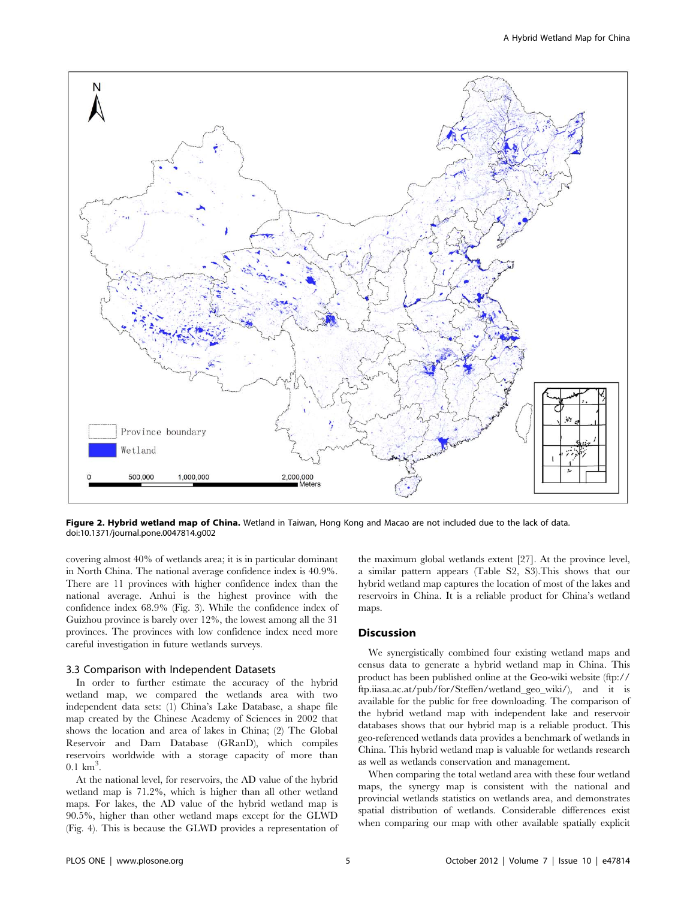**Figure 2. Hybrid wetland map of China.** Wetland in Taiwan, Hong Kong and Macao are not included due to the lack of data.
doi:10.1371/journal.pone.0047814.g002

covering almost 40% of wetlands area; it is in particular dominant in North China. The national average confidence index is 40.9%. There are 11 provinces with higher confidence index than the national average. Anhui is the highest province with the confidence index 68.9% (Fig. 3). While the confidence index of Guizhou province is barely over 12%, the lowest among all the 31 provinces. The provinces with low confidence index need more careful investigation in future wetlands surveys.

### 3.3 Comparison with Independent Datasets

In order to further estimate the accuracy of the hybrid wetland map, we compared the wetlands area with two independent data sets: (1) China's Lake Database, a shape file map created by the Chinese Academy of Sciences in 2002 that shows the location and area of lakes in China; (2) The Global Reservoir and Dam Database (GRanD), which compiles reservoirs worldwide with a storage capacity of more than 0.1 $km^3$.

At the national level, for reservoirs, the AD value of the hybrid wetland map is 71.2%, which is higher than all other wetland maps. For lakes, the AD value of the hybrid wetland map is 90.5%, higher than other wetland maps except for the GLWD (Fig. 4). This is because the GLWD provides a representation of the maximum global wetlands extent [27]. At the province level, a similar pattern appears (Table S2, S3).This shows that our hybrid wetland map captures the location of most of the lakes and reservoirs in China. It is a reliable product for China's wetland maps.

## Discussion

We synergistically combined four existing wetland maps and census data to generate a hybrid wetland map in China. This product has been published online at the Geo-wiki website (ftp://ftp.iiasa.ac.at/pub/for/Steffen/wetland_geo_wiki/), and it is available for the public for free downloading. The comparison of the hybrid wetland map with independent lake and reservoir databases shows that our hybrid map is a reliable product. This geo-referenced wetlands data provides a benchmark of wetlands in China. This hybrid wetland map is valuable for wetlands research as well as wetlands conservation and management.

When comparing the total wetland area with these four wetland maps, the synergy map is consistent with the national and provincial wetlands statistics on wetlands area, and demonstrates spatial distribution of wetlands. Considerable differences exist when comparing our map with other available spatially explicit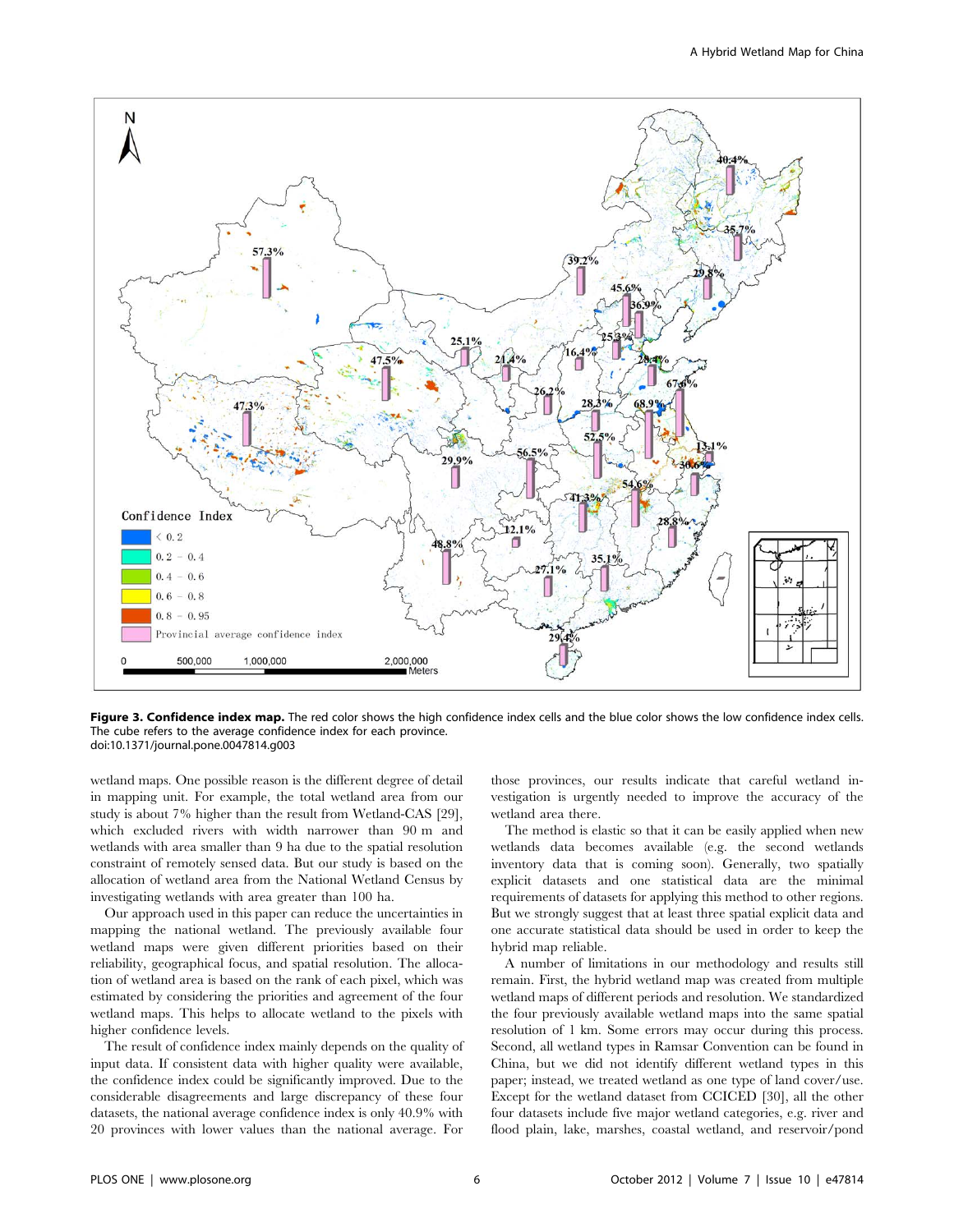**Figure 3. Confidence index map.** The red color shows the high confidence index cells and the blue color shows the low confidence index cells. The cube refers to the average confidence index for each province.
doi:10.1371/journal.pone.0047814.g003

wetland maps. One possible reason is the different degree of detail in mapping unit. For example, the total wetland area from our study is about 7% higher than the result from Wetland-CAS [29], which excluded rivers with width narrower than 90 m and wetlands with area smaller than 9 ha due to the spatial resolution constraint of remotely sensed data. But our study is based on the allocation of wetland area from the National Wetland Census by investigating wetlands with area greater than 100 ha.

Our approach used in this paper can reduce the uncertainties in mapping the national wetland. The previously available four wetland maps were given different priorities based on their reliability, geographical focus, and spatial resolution. The allocation of wetland area is based on the rank of each pixel, which was estimated by considering the priorities and agreement of the four wetland maps. This helps to allocate wetland to the pixels with higher confidence levels.

The result of confidence index mainly depends on the quality of input data. If consistent data with higher quality were available, the confidence index could be significantly improved. Due to the considerable disagreements and large discrepancy of these four datasets, the national average confidence index is only 40.9% with 20 provinces with lower values than the national average. For those provinces, our results indicate that careful wetland investigation is urgently needed to improve the accuracy of the wetland area there.

The method is elastic so that it can be easily applied when new wetlands data becomes available (e.g. the second wetlands inventory data that is coming soon). Generally, two spatially explicit datasets and one statistical data are the minimal requirements of datasets for applying this method to other regions. But we strongly suggest that at least three spatial explicit data and one accurate statistical data should be used in order to keep the hybrid map reliable.

A number of limitations in our methodology and results still remain. First, the hybrid wetland map was created from multiple wetland maps of different periods and resolution. We standardized the four previously available wetland maps into the same spatial resolution of 1 km. Some errors may occur during this process. Second, all wetland types in Ramsar Convention can be found in China, but we did not identify different wetland types in this paper; instead, we treated wetland as one type of land cover/use. Except for the wetland dataset from CCICED [30], all the other four datasets include five major wetland categories, e.g. river and flood plain, lake, marshes, coastal wetland, and reservoir/pond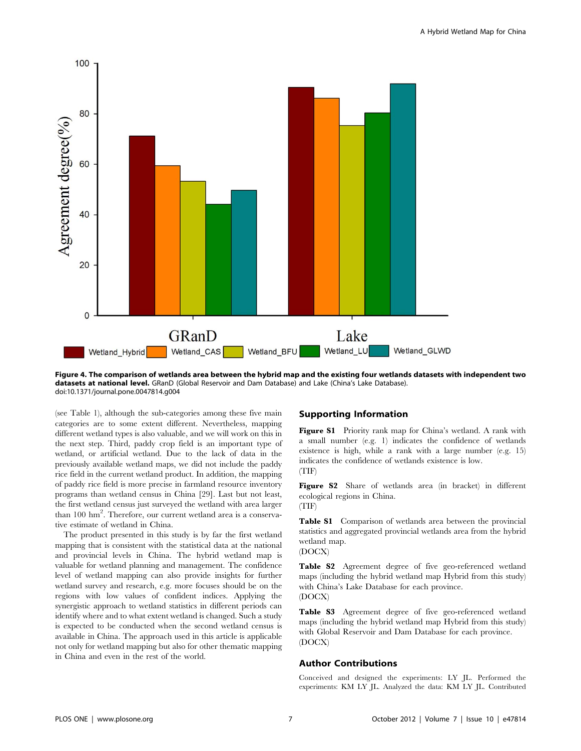**Figure 4. The comparison of wetlands area between the hybrid map and the existing four wetlands datasets with independent two datasets at national level.** GRanD (Global Reservoir and Dam Database) and Lake (China's Lake Database).
doi:10.1371/journal.pone.0047814.g004

(see Table 1), although the sub-categories among these five main categories are to some extent different. Nevertheless, mapping different wetland types is also valuable, and we will work on this in the next step. Third, paddy crop field is an important type of wetland, or artificial wetland. Due to the lack of data in the previously available wetland maps, we did not include the paddy rice field in the current wetland product. In addition, the mapping of paddy rice field is more precise in farmland resource inventory programs than wetland census in China [29]. Last but not least, the first wetland census just surveyed the wetland with area larger than 100 $hm^2$. Therefore, our current wetland area is a conservative estimate of wetland in China.

The product presented in this study is by far the first wetland mapping that is consistent with the statistical data at the national and provincial levels in China. The hybrid wetland map is valuable for wetland planning and management. The confidence level of wetland mapping can also provide insights for further wetland survey and research, e.g. more focuses should be on the regions with low values of confident indices. Applying the synergistic approach to wetland statistics in different periods can identify where and to what extent wetland is changed. Such a study is expected to be conducted when the second wetland census is available in China. The approach used in this article is applicable not only for wetland mapping but also for other thematic mapping in China and even in the rest of the world.

## Supporting Information

**Figure S1** Priority rank map for China's wetland. A rank with a small number (e.g. 1) indicates the confidence of wetlands existence is high, while a rank with a large number (e.g. 15) indicates the confidence of wetlands existence is low.
(TIF)

**Figure S2** Share of wetlands area (in bracket) in different ecological regions in China.
(TIF)

**Table S1** Comparison of wetlands area between the provincial statistics and aggregated provincial wetlands area from the hybrid wetland map.
(DOCX)

**Table S2** Agreement degree of five geo-referenced wetland maps (including the hybrid wetland map Hybrid from this study) with China's Lake Database for each province.
(DOCX)

**Table S3** Agreement degree of five geo-referenced wetland maps (including the hybrid wetland map Hybrid from this study) with Global Reservoir and Dam Database for each province.
(DOCX)

## Author Contributions

Conceived and designed the experiments: LY JL. Performed the experiments: KM LY JL. Analyzed the data: KM LY JL. Contributed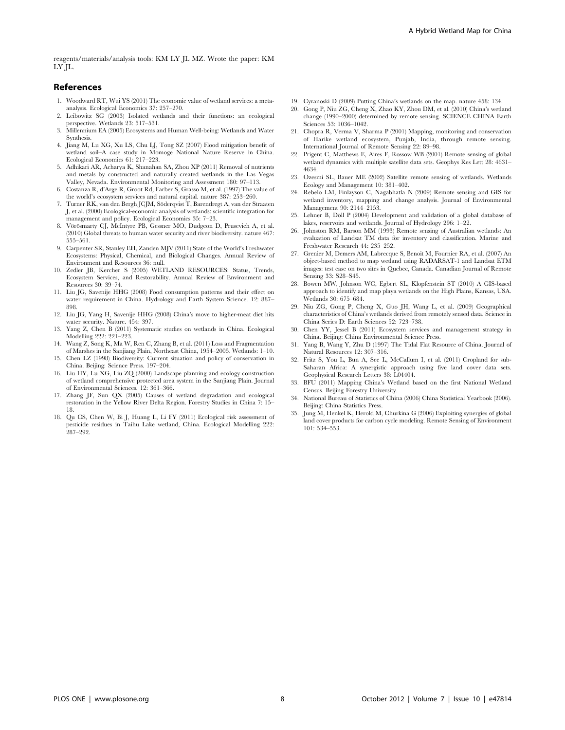reagents/materials/analysis tools: KM LY JL MZ. Wrote the paper: KM LY JL.

## References

1. Woodward RT, Wui YS (2001) The economic value of wetland services: a meta-analysis. Ecological Economics 37: 257–270.
2. Leibowitz SG (2003) Isolated wetlands and their functions: an ecological perspective. Wetlands 23: 517–531.
3. Millennium EA (2005) Ecosystems and Human Well-being: Wetlands and Water Synthesis.
4. Jiang M, Lu XG, Xu LS, Chu LJ, Tong SZ (2007) Flood mitigation benefit of wetland soil–A case study in Momoge National Nature Reserve in China. Ecological Economics 61: 217–223.
5. Adhikari AR, Acharya K, Shanahan SA, Zhou XP (2011) Removal of nutrients and metals by constructed and naturally created wetlands in the Las Vegas Valley, Nevada. Environmental Monitoring and Assessment 180: 97–113.
6. Costanza R, d'Arge R, Groot Rd, Farber S, Grasso M, et al. (1997) The value of the world's ecosystem services and natural capital. nature 387: 253–260.
7. Turner RK, van den Bergh JCJM, Söderqvist T, Barendregt A, van der Straaten J, et al. (2000) Ecological-economic analysis of wetlands: scientific integration for management and policy. Ecological Economics 35: 7–23.
8. Vörösmarty CJ, McIntyre PB, Gessner MO, Dudgeon D, Prusevich A, et al. (2010) Global threats to human water security and river biodiversity. nature 467: 555–561.
9. Carpenter SR, Stanley EH, Zanden MJV (2011) State of the World's Freshwater Ecosystems: Physical, Chemical, and Biological Changes. Annual Review of Environment and Resources 36: null.
10. Zedler JB, Kercher S (2005) WETLAND RESOURCES: Status, Trends, Ecosystem Services, and Restorability. Annual Review of Environment and Resources 30: 39–74.
11. Liu JG, Savenije HHG (2008) Food consumption patterns and their effect on water requirement in China. Hydrology and Earth System Science. 12: 887–898.
12. Liu JG, Yang H, Savenije HHG (2008) China's move to higher-meat diet hits water security. Nature. 454: 397.
13. Yang Z, Chen B (2011) Systematic studies on wetlands in China. Ecological Modelling 222: 221–223.
14. Wang Z, Song K, Ma W, Ren C, Zhang B, et al. (2011) Loss and Fragmentation of Marshes in the Sanjiang Plain, Northeast China, 1954–2005. Wetlands: 1–10.
15. Chen LZ (1998) Biodiversity: Current situation and policy of conservation in China. Beijing: Science Press. 197–204.
16. Liu HY, Lu XG, Liu ZQ (2000) Landscape planning and ecology construction of wetland comprehensive protected area system in the Sanjiang Plain. Journal of Environmental Sciences. 12: 361–366.
17. Zhang JF, Sun QX (2005) Causes of wetland degradation and ecological restoration in the Yellow River Delta Region. Forestry Studies in China 7: 15–18.
18. Qu CS, Chen W, Bi J, Huang L, Li FY (2011) Ecological risk assessment of pesticide residues in Taihu Lake wetland, China. Ecological Modelling 222: 287–292.
19. Cyranoski D (2009) Putting China's wetlands on the map. nature 458: 134.
20. Gong P, Niu ZG, Cheng X, Zhao KY, Zhou DM, et al. (2010) China's wetland change (1990–2000) determined by remote sensing. SCIENCE CHINA Earth Sciences 53: 1036–1042.
21. Chopra R, Verma V, Sharma P (2001) Mapping, monitoring and conservation of Harike wetland ecosystem, Punjab, India, through remote sensing. International Journal of Remote Sensing 22: 89–98.
22. Prigent C, Matthews E, Aires F, Rossow WB (2001) Remote sensing of global wetland dynamics with multiple satellite data sets. Geophys Res Lett 28: 4631–4634.
23. Ozesmi SL, Bauer ME (2002) Satellite remote sensing of wetlands. Wetlands Ecology and Management 10: 381–402.
24. Rebelo LM, Finlayson C, Nagabhatla N (2009) Remote sensing and GIS for wetland inventory, mapping and change analysis. Journal of Environmental Management 90: 2144–2153.
25. Lehner B, Döll P (2004) Development and validation of a global database of lakes, reservoirs and wetlands. Journal of Hydrology 296: 1–22.
26. Johnston RM, Barson MM (1993) Remote sensing of Australian wetlands: An evaluation of Landsat TM data for inventory and classification. Marine and Freshwater Research 44: 235–252.
27. Grenier M, Demers AM, Labrecque S, Benoit M, Fournier RA, et al. (2007) An object-based method to map wetland using RADARSAT-1 and Landsat ETM images: test case on two sites in Quebec, Canada. Canadian Journal of Remote Sensing 33: S28–S45.
28. Bowen MW, Johnson WC, Egbert SL, Klopfenstein ST (2010) A GIS-based approach to identify and map playa wetlands on the High Plains, Kansas, USA. Wetlands 30: 675–684.
29. Niu ZG, Gong P, Cheng X, Guo JH, Wang L, et al. (2009) Geographical characteristics of China's wetlands derived from remotely sensed data. Science in China Series D: Earth Sciences 52: 723–738.
30. Chen YY, Jessel B (2011) Ecosystem services and management strategy in China. Beijing: China Environmental Science Press.
31. Yang B, Wang Y, Zhu D (1997) The Tidal Flat Resource of China. Journal of Natural Resources 12: 307–316.
32. Fritz S, You L, Bun A, See L, McCallum I, et al. (2011) Cropland for sub-Saharan Africa: A synergistic approach using five land cover data sets. Geophysical Research Letters 38: L04404.
33. BFU (2011) Mapping China's Wetland based on the first National Wetland Census. Beijing Forestry University.
34. National Bureau of Statistics of China (2006) China Statistical Yearbook (2006). Beijing: China Statistics Press.
35. Jung M, Henkel K, Herold M, Churkina G (2006) Exploiting synergies of global land cover products for carbon cycle modeling. Remote Sensing of Environment 101: 534–553.